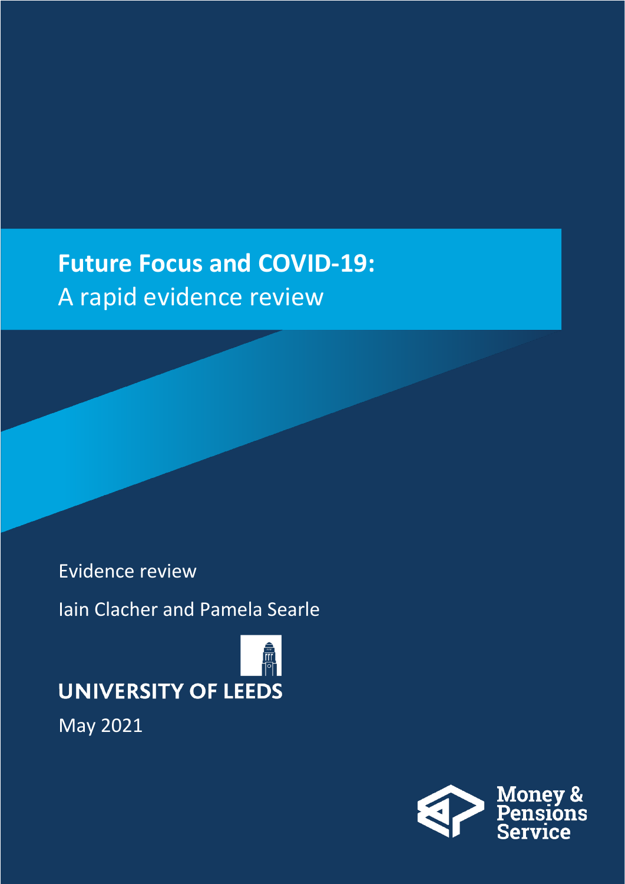# Future Focus and COVID-19: A rapid evidence review

Evidence review

Iain Clacher and Pamela Searle

UNIVERSITY OF LEEDS

May 2021

Money & Pensions Service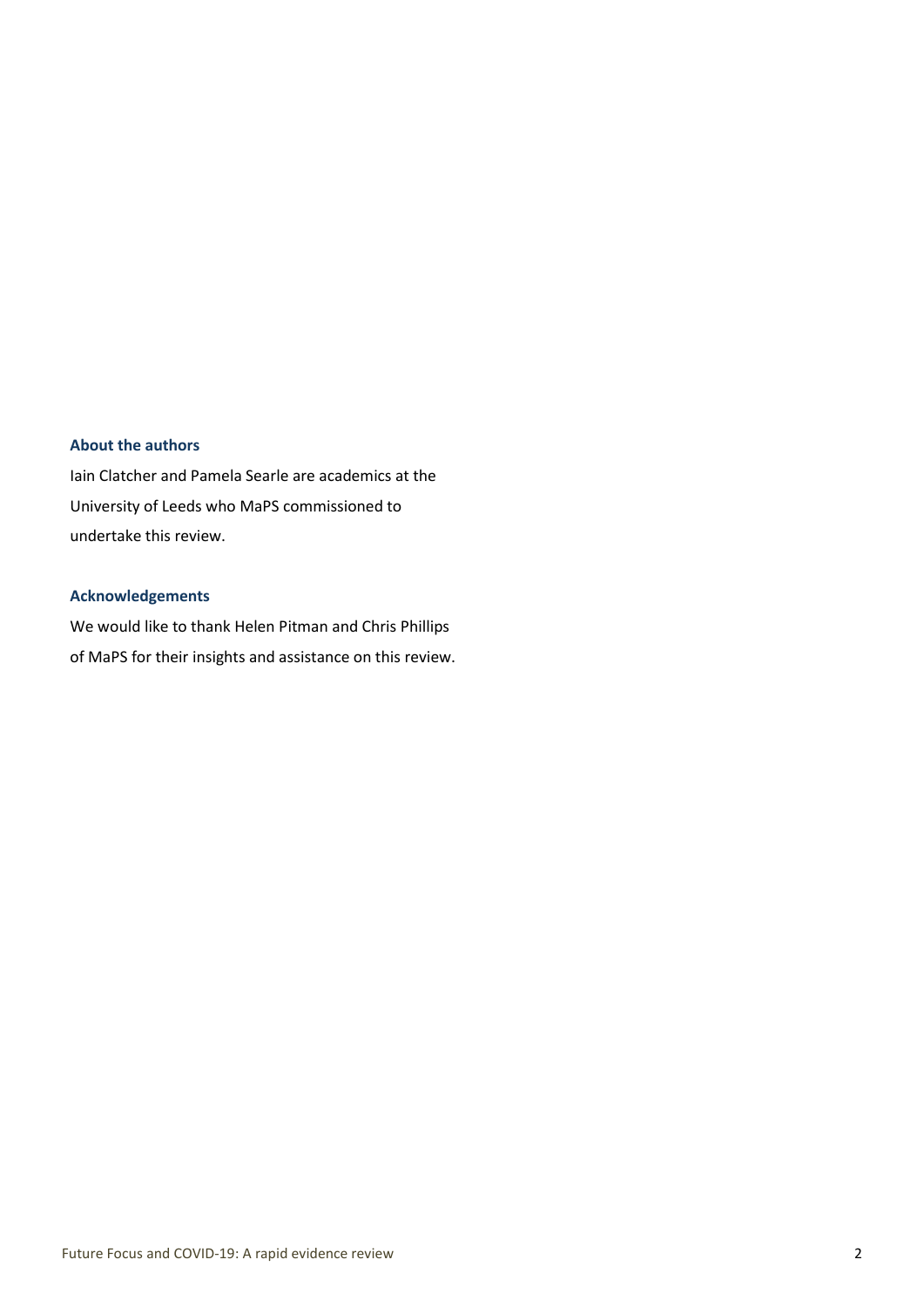### About the authors

Iain Clatcher and Pamela Searle are academics at the University of Leeds who MaPS commissioned to undertake this review.

### Acknowledgements

We would like to thank Helen Pitman and Chris Phillips of MaPS for their insights and assistance on this review.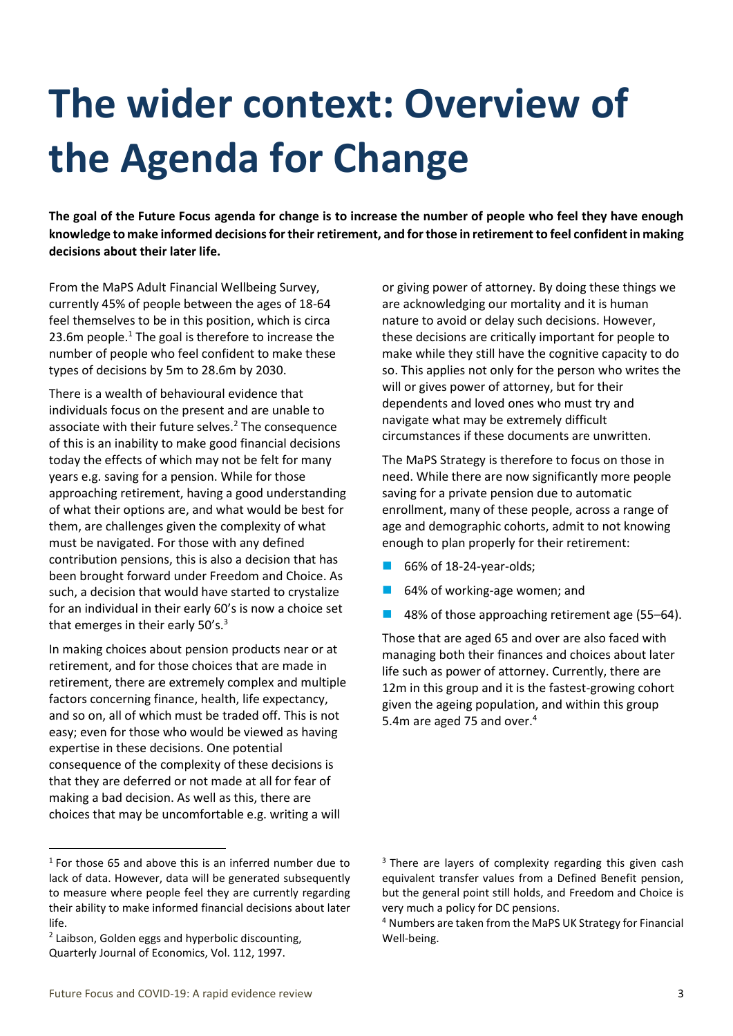# The wider context: Overview of the Agenda for Change

**The goal of the Future Focus agenda for change is to increase the number of people who feel they have enough knowledge to make informed decisions for their retirement, and for those in retirement to feel confident in making decisions about their later life.**

From the MaPS Adult Financial Wellbeing Survey, currently 45% of people between the ages of 18-64 feel themselves to be in this position, which is circa 23.6m people.[1] The goal is therefore to increase the number of people who feel confident to make these types of decisions by 5m to 28.6m by 2030.

There is a wealth of behavioural evidence that individuals focus on the present and are unable to associate with their future selves.[2] The consequence of this is an inability to make good financial decisions today the effects of which may not be felt for many years e.g. saving for a pension. While for those approaching retirement, having a good understanding of what their options are, and what would be best for them, are challenges given the complexity of what must be navigated. For those with any defined contribution pensions, this is also a decision that has been brought forward under Freedom and Choice. As such, a decision that would have started to crystalize for an individual in their early 60's is now a choice set that emerges in their early 50's.[3]

In making choices about pension products near or at retirement, and for those choices that are made in retirement, there are extremely complex and multiple factors concerning finance, health, life expectancy, and so on, all of which must be traded off. This is not easy; even for those who would be viewed as having expertise in these decisions. One potential consequence of the complexity of these decisions is that they are deferred or not made at all for fear of making a bad decision. As well as this, there are choices that may be uncomfortable e.g. writing a will or giving power of attorney. By doing these things we are acknowledging our mortality and it is human nature to avoid or delay such decisions. However, these decisions are critically important for people to make while they still have the cognitive capacity to do so. This applies not only for the person who writes the will or gives power of attorney, but for their dependents and loved ones who must try and navigate what may be extremely difficult circumstances if these documents are unwritten.

The MaPS Strategy is therefore to focus on those in need. While there are now significantly more people saving for a private pension due to automatic enrollment, many of these people, across a range of age and demographic cohorts, admit to not knowing enough to plan properly for their retirement:

- 66% of 18-24-year-olds;
- 64% of working-age women; and
- 48% of those approaching retirement age (55–64).

Those that are aged 65 and over are also faced with managing both their finances and choices about later life such as power of attorney. Currently, there are 12m in this group and it is the fastest-growing cohort given the ageing population, and within this group 5.4m are aged 75 and over.[4]

---

[1] For those 65 and above this is an inferred number due to lack of data. However, data will be generated subsequently to measure where people feel they are currently regarding their ability to make informed financial decisions about later life.

[2] Laibson, Golden eggs and hyperbolic discounting, Quarterly Journal of Economics, Vol. 112, 1997.

[3] There are layers of complexity regarding this given cash equivalent transfer values from a Defined Benefit pension, but the general point still holds, and Freedom and Choice is very much a policy for DC pensions.

[4] Numbers are taken from the MaPS UK Strategy for Financial Well-being.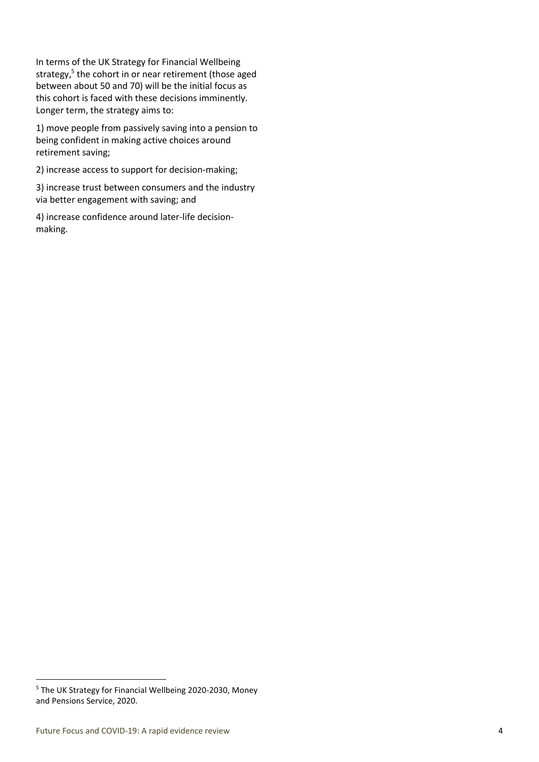In terms of the UK Strategy for Financial Wellbeing strategy,[5] the cohort in or near retirement (those aged between about 50 and 70) will be the initial focus as this cohort is faced with these decisions imminently. Longer term, the strategy aims to:

1) move people from passively saving into a pension to being confident in making active choices around retirement saving;

2) increase access to support for decision-making;

3) increase trust between consumers and the industry via better engagement with saving; and

4) increase confidence around later-life decision-making.

---

[5] The UK Strategy for Financial Wellbeing 2020-2030, Money and Pensions Service, 2020.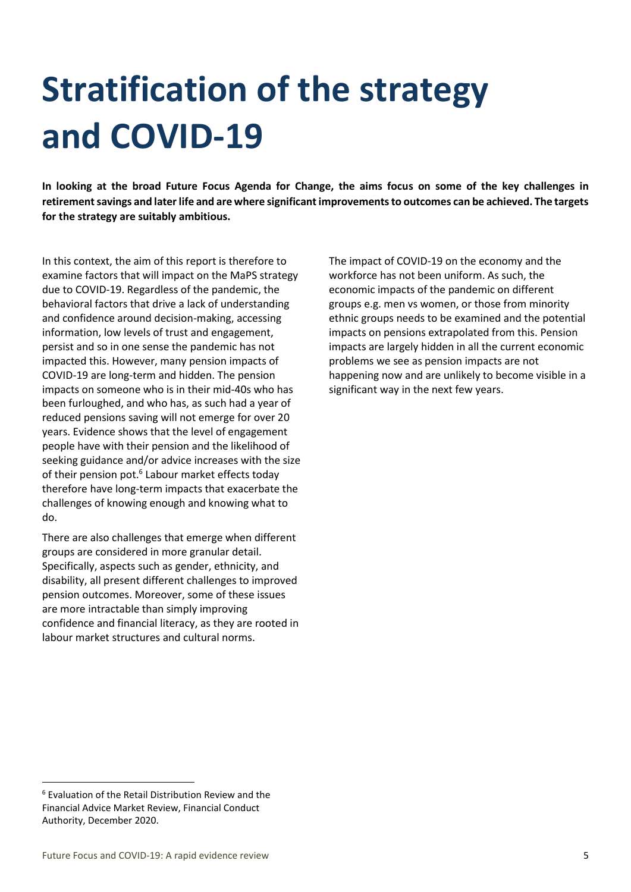# Stratification of the strategy and COVID-19

**In looking at the broad Future Focus Agenda for Change, the aims focus on some of the key challenges in retirement savings and later life and are where significant improvements to outcomes can be achieved. The targets for the strategy are suitably ambitious.**

In this context, the aim of this report is therefore to examine factors that will impact on the MaPS strategy due to COVID-19. Regardless of the pandemic, the behavioral factors that drive a lack of understanding and confidence around decision-making, accessing information, low levels of trust and engagement, persist and so in one sense the pandemic has not impacted this. However, many pension impacts of COVID-19 are long-term and hidden. The pension impacts on someone who is in their mid-40s who has been furloughed, and who has, as such had a year of reduced pensions saving will not emerge for over 20 years. Evidence shows that the level of engagement people have with their pension and the likelihood of seeking guidance and/or advice increases with the size of their pension pot.[6] Labour market effects today therefore have long-term impacts that exacerbate the challenges of knowing enough and knowing what to do.

There are also challenges that emerge when different groups are considered in more granular detail. Specifically, aspects such as gender, ethnicity, and disability, all present different challenges to improved pension outcomes. Moreover, some of these issues are more intractable than simply improving confidence and financial literacy, as they are rooted in labour market structures and cultural norms.

The impact of COVID-19 on the economy and the workforce has not been uniform. As such, the economic impacts of the pandemic on different groups e.g. men vs women, or those from minority ethnic groups needs to be examined and the potential impacts on pensions extrapolated from this. Pension impacts are largely hidden in all the current economic problems we see as pension impacts are not happening now and are unlikely to become visible in a significant way in the next few years.

---

[6] Evaluation of the Retail Distribution Review and the Financial Advice Market Review, Financial Conduct Authority, December 2020.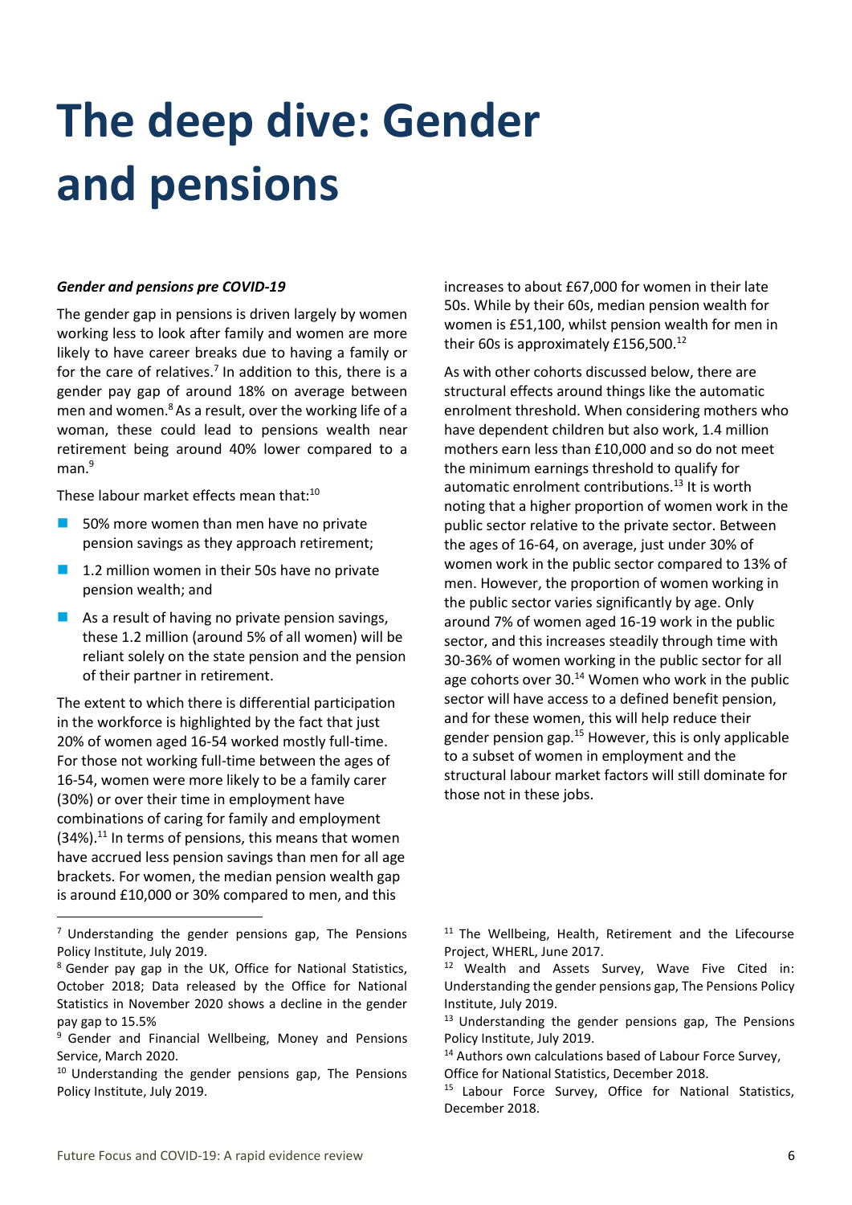# The deep dive: Gender and pensions

***Gender and pensions pre COVID-19***

The gender gap in pensions is driven largely by women working less to look after family and women are more likely to have career breaks due to having a family or for the care of relatives.[7] In addition to this, there is a gender pay gap of around 18% on average between men and women.[8] As a result, over the working life of a woman, these could lead to pensions wealth near retirement being around 40% lower compared to a man.[9]

These labour market effects mean that:[10]

- 50% more women than men have no private pension savings as they approach retirement;
- 1.2 million women in their 50s have no private pension wealth; and
- As a result of having no private pension savings, these 1.2 million (around 5% of all women) will be reliant solely on the state pension and the pension of their partner in retirement.

The extent to which there is differential participation in the workforce is highlighted by the fact that just 20% of women aged 16-54 worked mostly full-time. For those not working full-time between the ages of 16-54, women were more likely to be a family carer (30%) or over their time in employment have combinations of caring for family and employment (34%).[11] In terms of pensions, this means that women have accrued less pension savings than men for all age brackets. For women, the median pension wealth gap is around £10,000 or 30% compared to men, and this increases to about £67,000 for women in their late 50s. While by their 60s, median pension wealth for women is £51,100, whilst pension wealth for men in their 60s is approximately £156,500.[12]

As with other cohorts discussed below, there are structural effects around things like the automatic enrolment threshold. When considering mothers who have dependent children but also work, 1.4 million mothers earn less than £10,000 and so do not meet the minimum earnings threshold to qualify for automatic enrolment contributions.[13] It is worth noting that a higher proportion of women work in the public sector relative to the private sector. Between the ages of 16-64, on average, just under 30% of women work in the public sector compared to 13% of men. However, the proportion of women working in the public sector varies significantly by age. Only around 7% of women aged 16-19 work in the public sector, and this increases steadily through time with 30-36% of women working in the public sector for all age cohorts over 30.[14] Women who work in the public sector will have access to a defined benefit pension, and for these women, this will help reduce their gender pension gap.[15] However, this is only applicable to a subset of women in employment and the structural labour market factors will still dominate for those not in these jobs.

---

[7] Understanding the gender pensions gap, The Pensions Policy Institute, July 2019.

[8] Gender pay gap in the UK, Office for National Statistics, October 2018; Data released by the Office for National Statistics in November 2020 shows a decline in the gender pay gap to 15.5%

[9] Gender and Financial Wellbeing, Money and Pensions Service, March 2020.

[10] Understanding the gender pensions gap, The Pensions Policy Institute, July 2019.

[11] The Wellbeing, Health, Retirement and the Lifecourse Project, WHERL, June 2017.

[12] Wealth and Assets Survey, Wave Five Cited in: Understanding the gender pensions gap, The Pensions Policy Institute, July 2019.

[13] Understanding the gender pensions gap, The Pensions Policy Institute, July 2019.

[14] Authors own calculations based of Labour Force Survey, Office for National Statistics, December 2018.

[15] Labour Force Survey, Office for National Statistics, December 2018.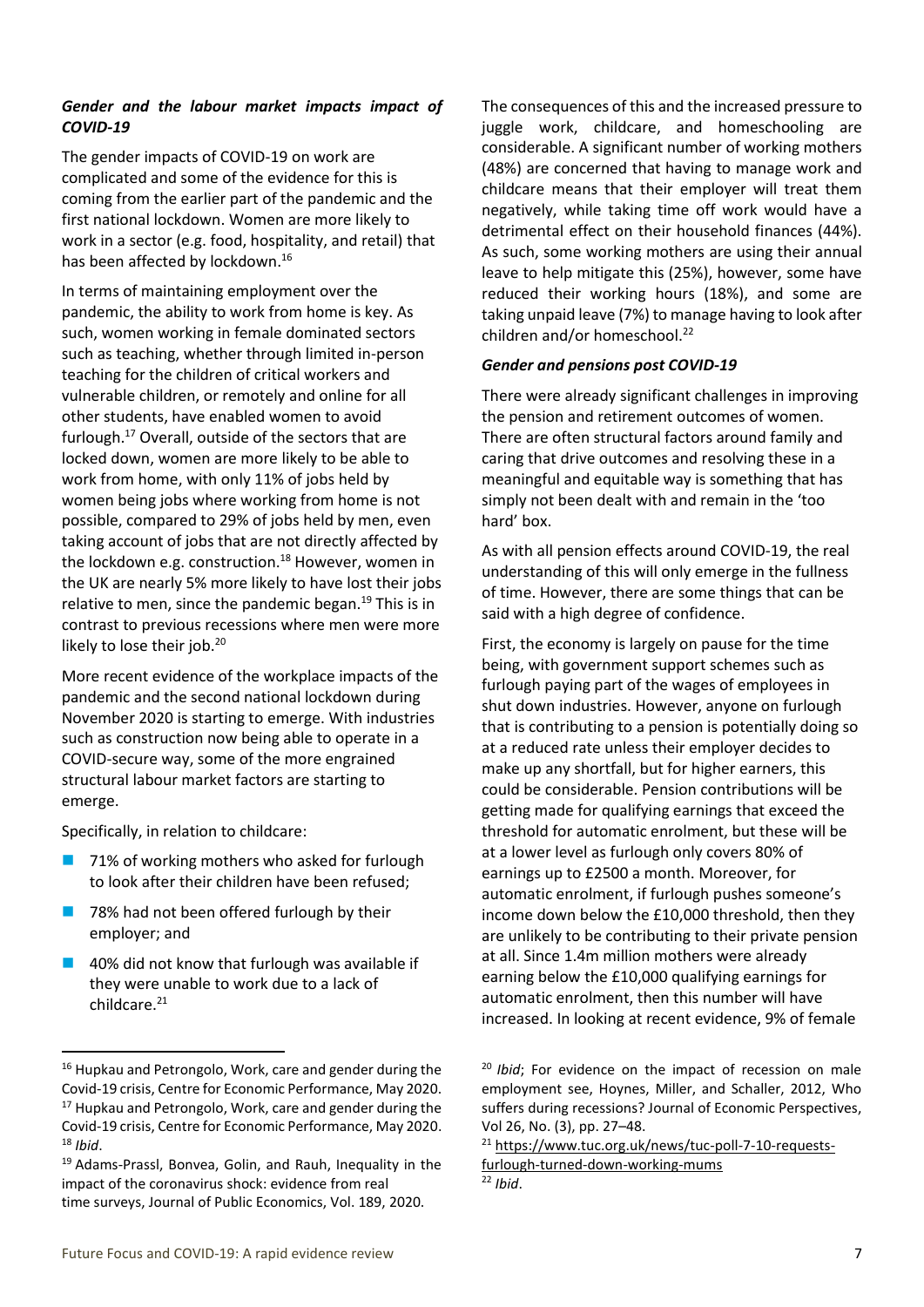### *Gender and the labour market impacts impact of COVID-19*

The gender impacts of COVID-19 on work are complicated and some of the evidence for this is coming from the earlier part of the pandemic and the first national lockdown. Women are more likely to work in a sector (e.g. food, hospitality, and retail) that has been affected by lockdown.[16]

In terms of maintaining employment over the pandemic, the ability to work from home is key. As such, women working in female dominated sectors such as teaching, whether through limited in-person teaching for the children of critical workers and vulnerable children, or remotely and online for all other students, have enabled women to avoid furlough.[17] Overall, outside of the sectors that are locked down, women are more likely to be able to work from home, with only 11% of jobs held by women being jobs where working from home is not possible, compared to 29% of jobs held by men, even taking account of jobs that are not directly affected by the lockdown e.g. construction.[18] However, women in the UK are nearly 5% more likely to have lost their jobs relative to men, since the pandemic began.[19] This is in contrast to previous recessions where men were more likely to lose their job.[20]

More recent evidence of the workplace impacts of the pandemic and the second national lockdown during November 2020 is starting to emerge. With industries such as construction now being able to operate in a COVID-secure way, some of the more engrained structural labour market factors are starting to emerge.

Specifically, in relation to childcare:

- 71% of working mothers who asked for furlough to look after their children have been refused;
- 78% had not been offered furlough by their employer; and
- 40% did not know that furlough was available if they were unable to work due to a lack of childcare.[21]

The consequences of this and the increased pressure to juggle work, childcare, and homeschooling are considerable. A significant number of working mothers (48%) are concerned that having to manage work and childcare means that their employer will treat them negatively, while taking time off work would have a detrimental effect on their household finances (44%). As such, some working mothers are using their annual leave to help mitigate this (25%), however, some have reduced their working hours (18%), and some are taking unpaid leave (7%) to manage having to look after children and/or homeschool.[22]

### *Gender and pensions post COVID-19*

There were already significant challenges in improving the pension and retirement outcomes of women. There are often structural factors around family and caring that drive outcomes and resolving these in a meaningful and equitable way is something that has simply not been dealt with and remain in the 'too hard' box.

As with all pension effects around COVID-19, the real understanding of this will only emerge in the fullness of time. However, there are some things that can be said with a high degree of confidence.

First, the economy is largely on pause for the time being, with government support schemes such as furlough paying part of the wages of employees in shut down industries. However, anyone on furlough that is contributing to a pension is potentially doing so at a reduced rate unless their employer decides to make up any shortfall, but for higher earners, this could be considerable. Pension contributions will be getting made for qualifying earnings that exceed the threshold for automatic enrolment, but these will be at a lower level as furlough only covers 80% of earnings up to £2500 a month. Moreover, for automatic enrolment, if furlough pushes someone's income down below the £10,000 threshold, then they are unlikely to be contributing to their private pension at all. Since 1.4m million mothers were already earning below the £10,000 qualifying earnings for automatic enrolment, then this number will have increased. In looking at recent evidence, 9% of female

---

[16] Hupkau and Petrongolo, Work, care and gender during the Covid-19 crisis, Centre for Economic Performance, May 2020.

[17] Hupkau and Petrongolo, Work, care and gender during the Covid-19 crisis, Centre for Economic Performance, May 2020.

[18] *Ibid*.

[19] Adams-Prassl, Bonvea, Golin, and Rauh, Inequality in the impact of the coronavirus shock: evidence from real time surveys, Journal of Public Economics, Vol. 189, 2020.

[20] *Ibid*; For evidence on the impact of recession on male employment see, Hoynes, Miller, and Schaller, 2012, Who suffers during recessions? Journal of Economic Perspectives, Vol 26, No. (3), pp. 27–48.

[21] https://www.tuc.org.uk/news/tuc-poll-7-10-requests-furlough-turned-down-working-mums

[22] *Ibid*.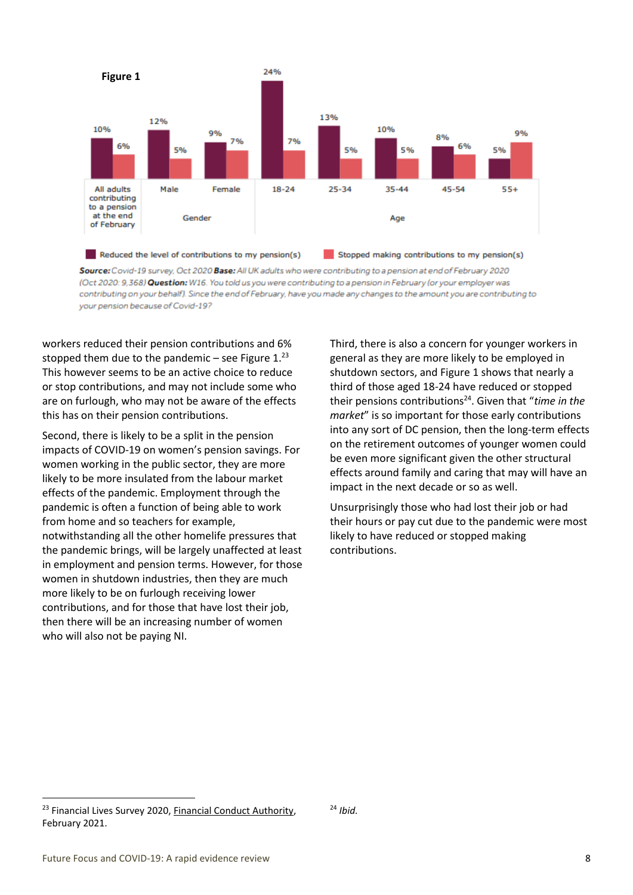**Figure 1**

| | All adults contributing to a pension at the end of February | Gender: Male | Gender: Female | Age: 18-24 | Age: 25-34 | Age: 35-44 | Age: 45-54 | Age: 55+ |
|---|---|---|---|---|---|---|---|---|
| Reduced the level of contributions to my pension(s) | 10% | 12% | 9% | 24% | 13% | 10% | 8% | 5% |
| Stopped making contributions to my pension(s) | 6% | 5% | 7% | 7% | 5% | 5% | 6% | 9% |

***Source:*** *Covid-19 survey, Oct 2020* ***Base:*** *All UK adults who were contributing to a pension at end of February 2020 (Oct 2020: 9,368)* ***Question:*** *W16. You told us you were contributing to a pension in February (or your employer was contributing on your behalf). Since the end of February, have you made any changes to the amount you are contributing to your pension because of Covid-19?*

workers reduced their pension contributions and 6% stopped them due to the pandemic – see Figure 1.[23] This however seems to be an active choice to reduce or stop contributions, and may not include some who are on furlough, who may not be aware of the effects this has on their pension contributions.

Second, there is likely to be a split in the pension impacts of COVID-19 on women's pension savings. For women working in the public sector, they are more likely to be more insulated from the labour market effects of the pandemic. Employment through the pandemic is often a function of being able to work from home and so teachers for example, notwithstanding all the other homelife pressures that the pandemic brings, will be largely unaffected at least in employment and pension terms. However, for those women in shutdown industries, then they are much more likely to be on furlough receiving lower contributions, and for those that have lost their job, then there will be an increasing number of women who will also not be paying NI.

Third, there is also a concern for younger workers in general as they are more likely to be employed in shutdown sectors, and Figure 1 shows that nearly a third of those aged 18-24 have reduced or stopped their pensions contributions[24]. Given that "*time in the market*" is so important for those early contributions into any sort of DC pension, then the long-term effects on the retirement outcomes of younger women could be even more significant given the other structural effects around family and caring that may will have an impact in the next decade or so as well.

Unsurprisingly those who had lost their job or had their hours or pay cut due to the pandemic were most likely to have reduced or stopped making contributions.

---

[23] Financial Lives Survey 2020, Financial Conduct Authority, February 2021.

[24] *Ibid.*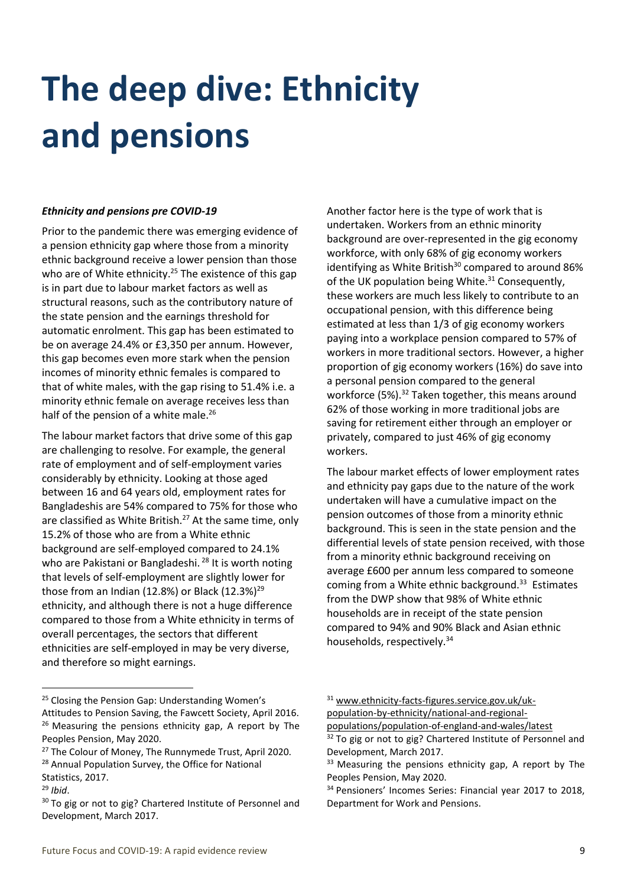# The deep dive: Ethnicity and pensions

***Ethnicity and pensions pre COVID-19***

Prior to the pandemic there was emerging evidence of a pension ethnicity gap where those from a minority ethnic background receive a lower pension than those who are of White ethnicity.[25] The existence of this gap is in part due to labour market factors as well as structural reasons, such as the contributory nature of the state pension and the earnings threshold for automatic enrolment. This gap has been estimated to be on average 24.4% or £3,350 per annum. However, this gap becomes even more stark when the pension incomes of minority ethnic females is compared to that of white males, with the gap rising to 51.4% i.e. a minority ethnic female on average receives less than half of the pension of a white male.[26]

The labour market factors that drive some of this gap are challenging to resolve. For example, the general rate of employment and of self-employment varies considerably by ethnicity. Looking at those aged between 16 and 64 years old, employment rates for Bangladeshis are 54% compared to 75% for those who are classified as White British.[27] At the same time, only 15.2% of those who are from a White ethnic background are self-employed compared to 24.1% who are Pakistani or Bangladeshi.[28] It is worth noting that levels of self-employment are slightly lower for those from an Indian (12.8%) or Black (12.3%)[29] ethnicity, and although there is not a huge difference compared to those from a White ethnicity in terms of overall percentages, the sectors that different ethnicities are self-employed in may be very diverse, and therefore so might earnings.

Another factor here is the type of work that is undertaken. Workers from an ethnic minority background are over-represented in the gig economy workforce, with only 68% of gig economy workers identifying as White British[30] compared to around 86% of the UK population being White.[31] Consequently, these workers are much less likely to contribute to an occupational pension, with this difference being estimated at less than 1/3 of gig economy workers paying into a workplace pension compared to 57% of workers in more traditional sectors. However, a higher proportion of gig economy workers (16%) do save into a personal pension compared to the general workforce (5%).[32] Taken together, this means around 62% of those working in more traditional jobs are saving for retirement either through an employer or privately, compared to just 46% of gig economy workers.

The labour market effects of lower employment rates and ethnicity pay gaps due to the nature of the work undertaken will have a cumulative impact on the pension outcomes of those from a minority ethnic background. This is seen in the state pension and the differential levels of state pension received, with those from a minority ethnic background receiving on average £600 per annum less compared to someone coming from a White ethnic background.[33] Estimates from the DWP show that 98% of White ethnic households are in receipt of the state pension compared to 94% and 90% Black and Asian ethnic households, respectively.[34]

---

[25] Closing the Pension Gap: Understanding Women's Attitudes to Pension Saving, the Fawcett Society, April 2016.

[26] Measuring the pensions ethnicity gap, A report by The Peoples Pension, May 2020.

[27] The Colour of Money, The Runnymede Trust, April 2020.

[28] Annual Population Survey, the Office for National Statistics, 2017.

[29] *Ibid*.

[30] To gig or not to gig? Chartered Institute of Personnel and Development, March 2017.

[31] www.ethnicity-facts-figures.service.gov.uk/uk-population-by-ethnicity/national-and-regional-populations/population-of-england-and-wales/latest

[32] To gig or not to gig? Chartered Institute of Personnel and Development, March 2017.

[33] Measuring the pensions ethnicity gap, A report by The Peoples Pension, May 2020.

[34] Pensioners' Incomes Series: Financial year 2017 to 2018, Department for Work and Pensions.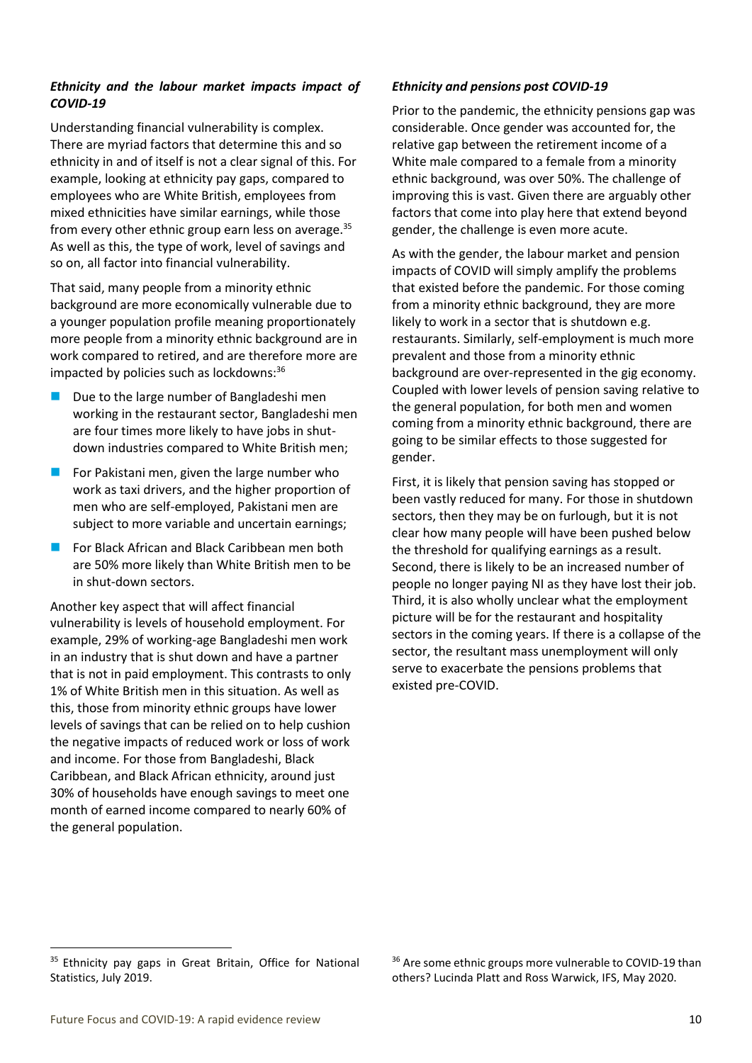### *Ethnicity and the labour market impacts impact of COVID-19*

Understanding financial vulnerability is complex. There are myriad factors that determine this and so ethnicity in and of itself is not a clear signal of this. For example, looking at ethnicity pay gaps, compared to employees who are White British, employees from mixed ethnicities have similar earnings, while those from every other ethnic group earn less on average.[35] As well as this, the type of work, level of savings and so on, all factor into financial vulnerability.

That said, many people from a minority ethnic background are more economically vulnerable due to a younger population profile meaning proportionately more people from a minority ethnic background are in work compared to retired, and are therefore more are impacted by policies such as lockdowns:[36]

- Due to the large number of Bangladeshi men working in the restaurant sector, Bangladeshi men are four times more likely to have jobs in shut-down industries compared to White British men;
- For Pakistani men, given the large number who work as taxi drivers, and the higher proportion of men who are self-employed, Pakistani men are subject to more variable and uncertain earnings;
- For Black African and Black Caribbean men both are 50% more likely than White British men to be in shut-down sectors.

Another key aspect that will affect financial vulnerability is levels of household employment. For example, 29% of working-age Bangladeshi men work in an industry that is shut down and have a partner that is not in paid employment. This contrasts to only 1% of White British men in this situation. As well as this, those from minority ethnic groups have lower levels of savings that can be relied on to help cushion the negative impacts of reduced work or loss of work and income. For those from Bangladeshi, Black Caribbean, and Black African ethnicity, around just 30% of households have enough savings to meet one month of earned income compared to nearly 60% of the general population.

### *Ethnicity and pensions post COVID-19*

Prior to the pandemic, the ethnicity pensions gap was considerable. Once gender was accounted for, the relative gap between the retirement income of a White male compared to a female from a minority ethnic background, was over 50%. The challenge of improving this is vast. Given there are arguably other factors that come into play here that extend beyond gender, the challenge is even more acute.

As with the gender, the labour market and pension impacts of COVID will simply amplify the problems that existed before the pandemic. For those coming from a minority ethnic background, they are more likely to work in a sector that is shutdown e.g. restaurants. Similarly, self-employment is much more prevalent and those from a minority ethnic background are over-represented in the gig economy. Coupled with lower levels of pension saving relative to the general population, for both men and women coming from a minority ethnic background, there are going to be similar effects to those suggested for gender.

First, it is likely that pension saving has stopped or been vastly reduced for many. For those in shutdown sectors, then they may be on furlough, but it is not clear how many people will have been pushed below the threshold for qualifying earnings as a result. Second, there is likely to be an increased number of people no longer paying NI as they have lost their job. Third, it is also wholly unclear what the employment picture will be for the restaurant and hospitality sectors in the coming years. If there is a collapse of the sector, the resultant mass unemployment will only serve to exacerbate the pensions problems that existed pre-COVID.

---

[35] Ethnicity pay gaps in Great Britain, Office for National Statistics, July 2019.

[36] Are some ethnic groups more vulnerable to COVID-19 than others? Lucinda Platt and Ross Warwick, IFS, May 2020.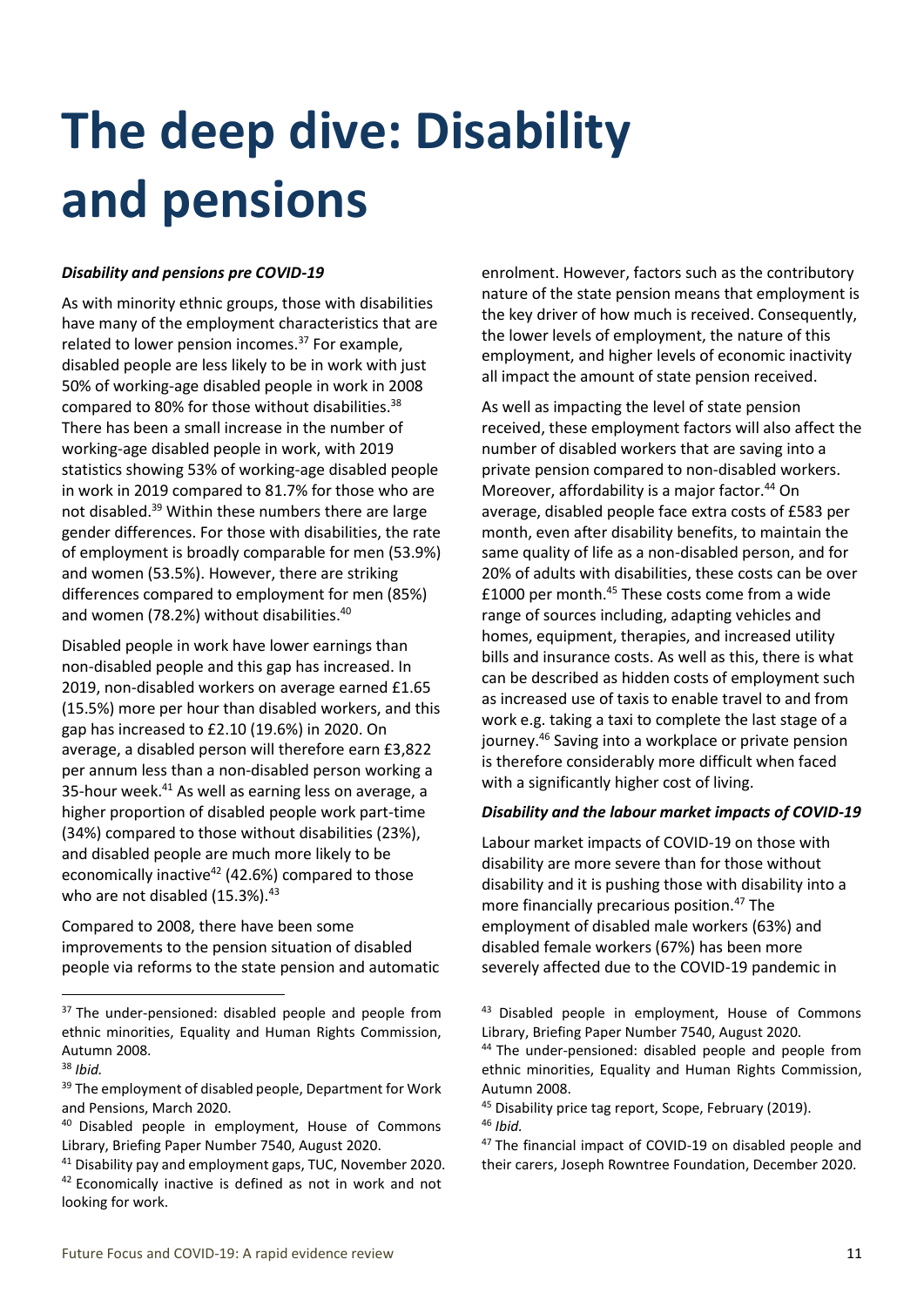# The deep dive: Disability and pensions

***Disability and pensions pre COVID-19***

As with minority ethnic groups, those with disabilities have many of the employment characteristics that are related to lower pension incomes.[37] For example, disabled people are less likely to be in work with just 50% of working-age disabled people in work in 2008 compared to 80% for those without disabilities.[38] There has been a small increase in the number of working-age disabled people in work, with 2019 statistics showing 53% of working-age disabled people in work in 2019 compared to 81.7% for those who are not disabled.[39] Within these numbers there are large gender differences. For those with disabilities, the rate of employment is broadly comparable for men (53.9%) and women (53.5%). However, there are striking differences compared to employment for men (85%) and women (78.2%) without disabilities.[40]

Disabled people in work have lower earnings than non-disabled people and this gap has increased. In 2019, non-disabled workers on average earned £1.65 (15.5%) more per hour than disabled workers, and this gap has increased to £2.10 (19.6%) in 2020. On average, a disabled person will therefore earn £3,822 per annum less than a non-disabled person working a 35-hour week.[41] As well as earning less on average, a higher proportion of disabled people work part-time (34%) compared to those without disabilities (23%), and disabled people are much more likely to be economically inactive[42] (42.6%) compared to those who are not disabled (15.3%).[43]

Compared to 2008, there have been some improvements to the pension situation of disabled people via reforms to the state pension and automatic enrolment. However, factors such as the contributory nature of the state pension means that employment is the key driver of how much is received. Consequently, the lower levels of employment, the nature of this employment, and higher levels of economic inactivity all impact the amount of state pension received.

As well as impacting the level of state pension received, these employment factors will also affect the number of disabled workers that are saving into a private pension compared to non-disabled workers. Moreover, affordability is a major factor.[44] On average, disabled people face extra costs of £583 per month, even after disability benefits, to maintain the same quality of life as a non-disabled person, and for 20% of adults with disabilities, these costs can be over £1000 per month.[45] These costs come from a wide range of sources including, adapting vehicles and homes, equipment, therapies, and increased utility bills and insurance costs. As well as this, there is what can be described as hidden costs of employment such as increased use of taxis to enable travel to and from work e.g. taking a taxi to complete the last stage of a journey.[46] Saving into a workplace or private pension is therefore considerably more difficult when faced with a significantly higher cost of living.

***Disability and the labour market impacts of COVID-19***

Labour market impacts of COVID-19 on those with disability are more severe than for those without disability and it is pushing those with disability into a more financially precarious position.[47] The employment of disabled male workers (63%) and disabled female workers (67%) has been more severely affected due to the COVID-19 pandemic in

---

[37] The under-pensioned: disabled people and people from ethnic minorities, Equality and Human Rights Commission, Autumn 2008.

[38] *Ibid.*

[39] The employment of disabled people, Department for Work and Pensions, March 2020.

[40] Disabled people in employment, House of Commons Library, Briefing Paper Number 7540, August 2020.

[41] Disability pay and employment gaps, TUC, November 2020.

[42] Economically inactive is defined as not in work and not looking for work.

[43] Disabled people in employment, House of Commons Library, Briefing Paper Number 7540, August 2020.

[44] The under-pensioned: disabled people and people from ethnic minorities, Equality and Human Rights Commission, Autumn 2008.

[45] Disability price tag report, Scope, February (2019).

[46] *Ibid.*

[47] The financial impact of COVID-19 on disabled people and their carers, Joseph Rowntree Foundation, December 2020.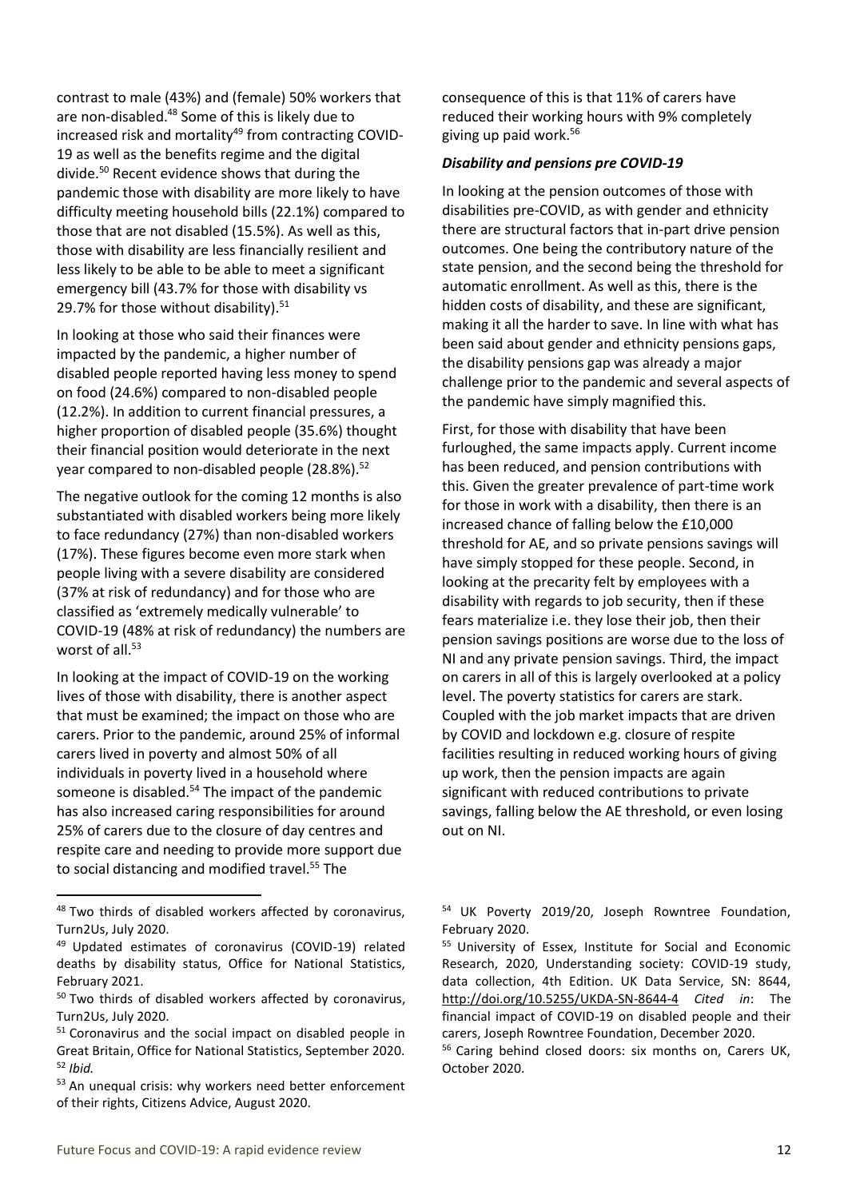contrast to male (43%) and (female) 50% workers that are non-disabled.[48] Some of this is likely due to increased risk and mortality[49] from contracting COVID-19 as well as the benefits regime and the digital divide.[50] Recent evidence shows that during the pandemic those with disability are more likely to have difficulty meeting household bills (22.1%) compared to those that are not disabled (15.5%). As well as this, those with disability are less financially resilient and less likely to be able to be able to meet a significant emergency bill (43.7% for those with disability vs 29.7% for those without disability).[51]

In looking at those who said their finances were impacted by the pandemic, a higher number of disabled people reported having less money to spend on food (24.6%) compared to non-disabled people (12.2%). In addition to current financial pressures, a higher proportion of disabled people (35.6%) thought their financial position would deteriorate in the next year compared to non-disabled people (28.8%).[52]

The negative outlook for the coming 12 months is also substantiated with disabled workers being more likely to face redundancy (27%) than non-disabled workers (17%). These figures become even more stark when people living with a severe disability are considered (37% at risk of redundancy) and for those who are classified as 'extremely medically vulnerable' to COVID-19 (48% at risk of redundancy) the numbers are worst of all.[53]

In looking at the impact of COVID-19 on the working lives of those with disability, there is another aspect that must be examined; the impact on those who are carers. Prior to the pandemic, around 25% of informal carers lived in poverty and almost 50% of all individuals in poverty lived in a household where someone is disabled.[54] The impact of the pandemic has also increased caring responsibilities for around 25% of carers due to the closure of day centres and respite care and needing to provide more support due to social distancing and modified travel.[55] The consequence of this is that 11% of carers have reduced their working hours with 9% completely giving up paid work.[56]

***Disability and pensions pre COVID-19***

In looking at the pension outcomes of those with disabilities pre-COVID, as with gender and ethnicity there are structural factors that in-part drive pension outcomes. One being the contributory nature of the state pension, and the second being the threshold for automatic enrollment. As well as this, there is the hidden costs of disability, and these are significant, making it all the harder to save. In line with what has been said about gender and ethnicity pensions gaps, the disability pensions gap was already a major challenge prior to the pandemic and several aspects of the pandemic have simply magnified this.

First, for those with disability that have been furloughed, the same impacts apply. Current income has been reduced, and pension contributions with this. Given the greater prevalence of part-time work for those in work with a disability, then there is an increased chance of falling below the £10,000 threshold for AE, and so private pensions savings will have simply stopped for these people. Second, in looking at the precarity felt by employees with a disability with regards to job security, then if these fears materialize i.e. they lose their job, then their pension savings positions are worse due to the loss of NI and any private pension savings. Third, the impact on carers in all of this is largely overlooked at a policy level. The poverty statistics for carers are stark. Coupled with the job market impacts that are driven by COVID and lockdown e.g. closure of respite facilities resulting in reduced working hours of giving up work, then the pension impacts are again significant with reduced contributions to private savings, falling below the AE threshold, or even losing out on NI.

---

[48] Two thirds of disabled workers affected by coronavirus, Turn2Us, July 2020.

[49] Updated estimates of coronavirus (COVID-19) related deaths by disability status, Office for National Statistics, February 2021.

[50] Two thirds of disabled workers affected by coronavirus, Turn2Us, July 2020.

[51] Coronavirus and the social impact on disabled people in Great Britain, Office for National Statistics, September 2020.

[52] *Ibid.*

[53] An unequal crisis: why workers need better enforcement of their rights, Citizens Advice, August 2020.

[54] UK Poverty 2019/20, Joseph Rowntree Foundation, February 2020.

[55] University of Essex, Institute for Social and Economic Research, 2020, Understanding society: COVID-19 study, data collection, 4th Edition. UK Data Service, SN: 8644, http://doi.org/10.5255/UKDA-SN-8644-4 *Cited in*: The financial impact of COVID-19 on disabled people and their carers, Joseph Rowntree Foundation, December 2020.

[56] Caring behind closed doors: six months on, Carers UK, October 2020.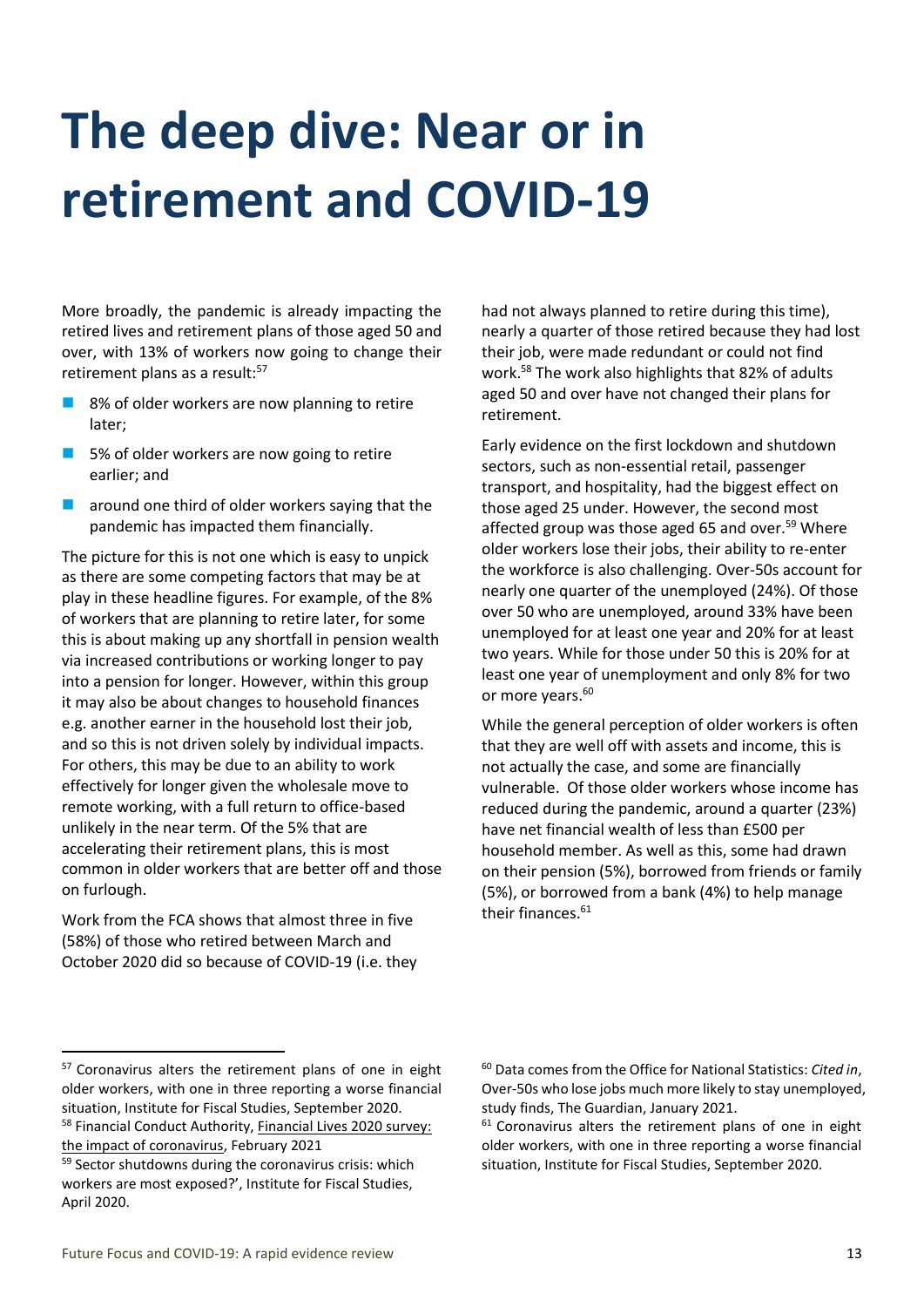# The deep dive: Near or in retirement and COVID-19

More broadly, the pandemic is already impacting the retired lives and retirement plans of those aged 50 and over, with 13% of workers now going to change their retirement plans as a result:[57]

- 8% of older workers are now planning to retire later;
- 5% of older workers are now going to retire earlier; and
- around one third of older workers saying that the pandemic has impacted them financially.

The picture for this is not one which is easy to unpick as there are some competing factors that may be at play in these headline figures. For example, of the 8% of workers that are planning to retire later, for some this is about making up any shortfall in pension wealth via increased contributions or working longer to pay into a pension for longer. However, within this group it may also be about changes to household finances e.g. another earner in the household lost their job, and so this is not driven solely by individual impacts. For others, this may be due to an ability to work effectively for longer given the wholesale move to remote working, with a full return to office-based unlikely in the near term. Of the 5% that are accelerating their retirement plans, this is most common in older workers that are better off and those on furlough.

Work from the FCA shows that almost three in five (58%) of those who retired between March and October 2020 did so because of COVID-19 (i.e. they had not always planned to retire during this time), nearly a quarter of those retired because they had lost their job, were made redundant or could not find work.[58] The work also highlights that 82% of adults aged 50 and over have not changed their plans for retirement.

Early evidence on the first lockdown and shutdown sectors, such as non-essential retail, passenger transport, and hospitality, had the biggest effect on those aged 25 under. However, the second most affected group was those aged 65 and over.[59] Where older workers lose their jobs, their ability to re-enter the workforce is also challenging. Over-50s account for nearly one quarter of the unemployed (24%). Of those over 50 who are unemployed, around 33% have been unemployed for at least one year and 20% for at least two years. While for those under 50 this is 20% for at least one year of unemployment and only 8% for two or more years.[60]

While the general perception of older workers is often that they are well off with assets and income, this is not actually the case, and some are financially vulnerable. Of those older workers whose income has reduced during the pandemic, around a quarter (23%) have net financial wealth of less than £500 per household member. As well as this, some had drawn on their pension (5%), borrowed from friends or family (5%), or borrowed from a bank (4%) to help manage their finances.[61]

---

[57] Coronavirus alters the retirement plans of one in eight older workers, with one in three reporting a worse financial situation, Institute for Fiscal Studies, September 2020.

[58] Financial Conduct Authority, Financial Lives 2020 survey: the impact of coronavirus, February 2021

[59] Sector shutdowns during the coronavirus crisis: which workers are most exposed?', Institute for Fiscal Studies, April 2020.

[60] Data comes from the Office for National Statistics: *Cited in*, Over-50s who lose jobs much more likely to stay unemployed, study finds, The Guardian, January 2021.

[61] Coronavirus alters the retirement plans of one in eight older workers, with one in three reporting a worse financial situation, Institute for Fiscal Studies, September 2020.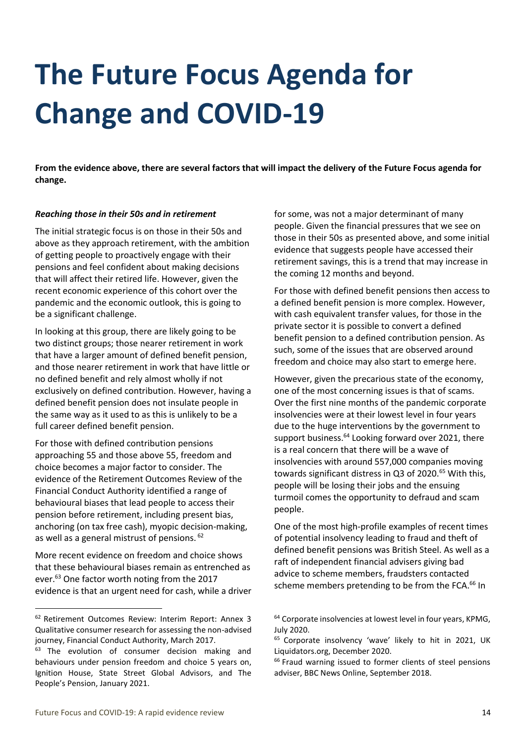# The Future Focus Agenda for Change and COVID-19

**From the evidence above, there are several factors that will impact the delivery of the Future Focus agenda for change.**

***Reaching those in their 50s and in retirement***

The initial strategic focus is on those in their 50s and above as they approach retirement, with the ambition of getting people to proactively engage with their pensions and feel confident about making decisions that will affect their retired life. However, given the recent economic experience of this cohort over the pandemic and the economic outlook, this is going to be a significant challenge.

In looking at this group, there are likely going to be two distinct groups; those nearer retirement in work that have a larger amount of defined benefit pension, and those nearer retirement in work that have little or no defined benefit and rely almost wholly if not exclusively on defined contribution. However, having a defined benefit pension does not insulate people in the same way as it used to as this is unlikely to be a full career defined benefit pension.

For those with defined contribution pensions approaching 55 and those above 55, freedom and choice becomes a major factor to consider. The evidence of the Retirement Outcomes Review of the Financial Conduct Authority identified a range of behavioural biases that lead people to access their pension before retirement, including present bias, anchoring (on tax free cash), myopic decision-making, as well as a general mistrust of pensions. [62]

More recent evidence on freedom and choice shows that these behavioural biases remain as entrenched as ever.[63] One factor worth noting from the 2017 evidence is that an urgent need for cash, while a driver for some, was not a major determinant of many people. Given the financial pressures that we see on those in their 50s as presented above, and some initial evidence that suggests people have accessed their retirement savings, this is a trend that may increase in the coming 12 months and beyond.

For those with defined benefit pensions then access to a defined benefit pension is more complex. However, with cash equivalent transfer values, for those in the private sector it is possible to convert a defined benefit pension to a defined contribution pension. As such, some of the issues that are observed around freedom and choice may also start to emerge here.

However, given the precarious state of the economy, one of the most concerning issues is that of scams. Over the first nine months of the pandemic corporate insolvencies were at their lowest level in four years due to the huge interventions by the government to support business.[64] Looking forward over 2021, there is a real concern that there will be a wave of insolvencies with around 557,000 companies moving towards significant distress in Q3 of 2020.[65] With this, people will be losing their jobs and the ensuing turmoil comes the opportunity to defraud and scam people.

One of the most high-profile examples of recent times of potential insolvency leading to fraud and theft of defined benefit pensions was British Steel. As well as a raft of independent financial advisers giving bad advice to scheme members, fraudsters contacted scheme members pretending to be from the FCA.[66] In

---

[62] Retirement Outcomes Review: Interim Report: Annex 3 Qualitative consumer research for assessing the non-advised journey, Financial Conduct Authority, March 2017.

[63] The evolution of consumer decision making and behaviours under pension freedom and choice 5 years on, Ignition House, State Street Global Advisors, and The People's Pension, January 2021.

[64] Corporate insolvencies at lowest level in four years, KPMG, July 2020.

[65] Corporate insolvency 'wave' likely to hit in 2021, UK Liquidators.org, December 2020.

[66] Fraud warning issued to former clients of steel pensions adviser, BBC News Online, September 2018.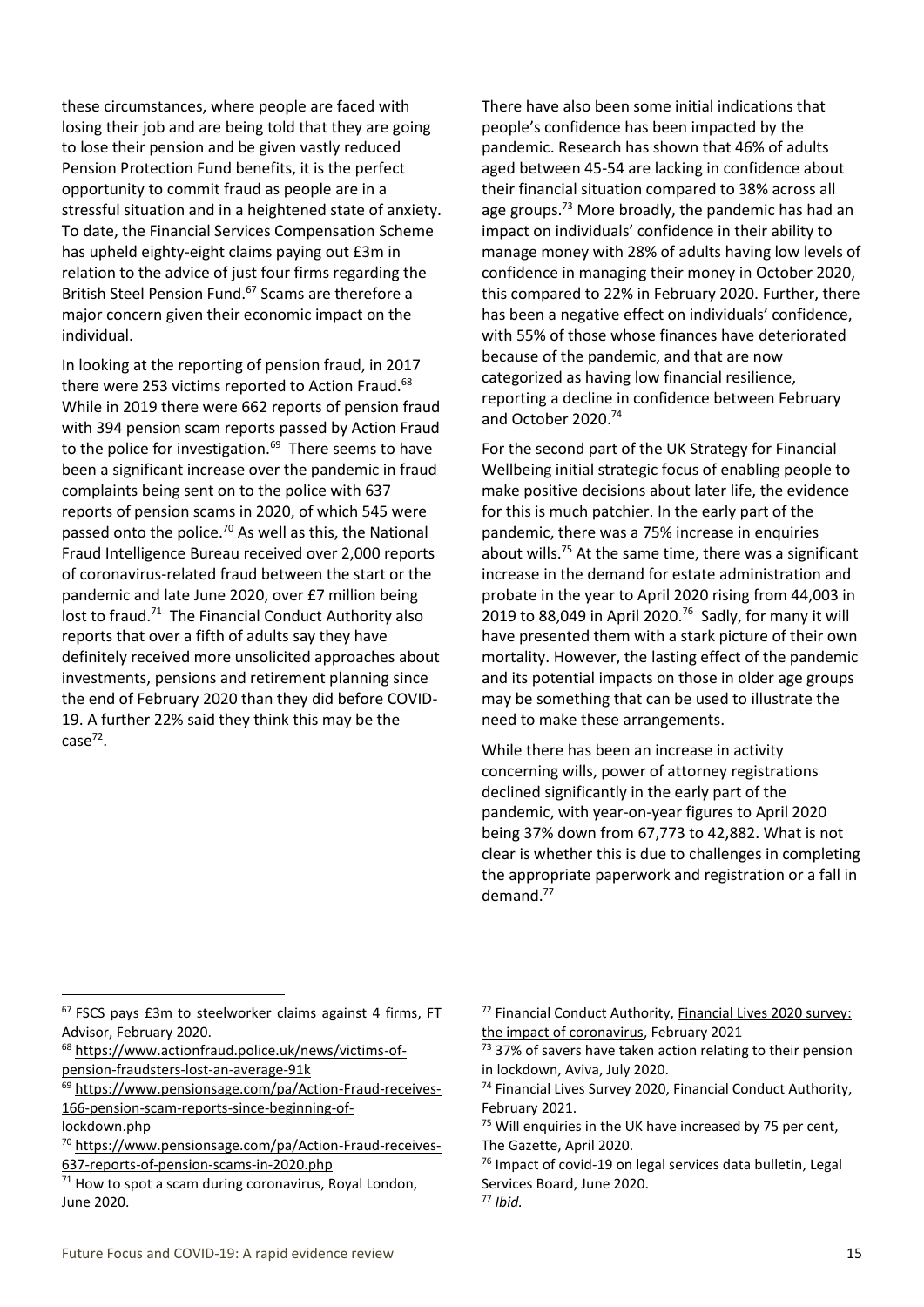these circumstances, where people are faced with losing their job and are being told that they are going to lose their pension and be given vastly reduced Pension Protection Fund benefits, it is the perfect opportunity to commit fraud as people are in a stressful situation and in a heightened state of anxiety. To date, the Financial Services Compensation Scheme has upheld eighty-eight claims paying out £3m in relation to the advice of just four firms regarding the British Steel Pension Fund.[67] Scams are therefore a major concern given their economic impact on the individual.

In looking at the reporting of pension fraud, in 2017 there were 253 victims reported to Action Fraud.[68] While in 2019 there were 662 reports of pension fraud with 394 pension scam reports passed by Action Fraud to the police for investigation.[69] There seems to have been a significant increase over the pandemic in fraud complaints being sent on to the police with 637 reports of pension scams in 2020, of which 545 were passed onto the police.[70] As well as this, the National Fraud Intelligence Bureau received over 2,000 reports of coronavirus-related fraud between the start or the pandemic and late June 2020, over £7 million being lost to fraud.[71] The Financial Conduct Authority also reports that over a fifth of adults say they have definitely received more unsolicited approaches about investments, pensions and retirement planning since the end of February 2020 than they did before COVID-19. A further 22% said they think this may be the case[72].

There have also been some initial indications that people's confidence has been impacted by the pandemic. Research has shown that 46% of adults aged between 45-54 are lacking in confidence about their financial situation compared to 38% across all age groups.[73] More broadly, the pandemic has had an impact on individuals' confidence in their ability to manage money with 28% of adults having low levels of confidence in managing their money in October 2020, this compared to 22% in February 2020. Further, there has been a negative effect on individuals' confidence, with 55% of those whose finances have deteriorated because of the pandemic, and that are now categorized as having low financial resilience, reporting a decline in confidence between February and October 2020.[74]

For the second part of the UK Strategy for Financial Wellbeing initial strategic focus of enabling people to make positive decisions about later life, the evidence for this is much patchier. In the early part of the pandemic, there was a 75% increase in enquiries about wills.[75] At the same time, there was a significant increase in the demand for estate administration and probate in the year to April 2020 rising from 44,003 in 2019 to 88,049 in April 2020.[76] Sadly, for many it will have presented them with a stark picture of their own mortality. However, the lasting effect of the pandemic and its potential impacts on those in older age groups may be something that can be used to illustrate the need to make these arrangements.

While there has been an increase in activity concerning wills, power of attorney registrations declined significantly in the early part of the pandemic, with year-on-year figures to April 2020 being 37% down from 67,773 to 42,882. What is not clear is whether this is due to challenges in completing the appropriate paperwork and registration or a fall in demand.[77]

---

[67] FSCS pays £3m to steelworker claims against 4 firms, FT Advisor, February 2020.

[68] https://www.actionfraud.police.uk/news/victims-of-pension-fraudsters-lost-an-average-91k

[69] https://www.pensionsage.com/pa/Action-Fraud-receives-166-pension-scam-reports-since-beginning-of-lockdown.php

[70] https://www.pensionsage.com/pa/Action-Fraud-receives-637-reports-of-pension-scams-in-2020.php

[71] How to spot a scam during coronavirus, Royal London, June 2020.

[72] Financial Conduct Authority, Financial Lives 2020 survey: the impact of coronavirus, February 2021

[73] 37% of savers have taken action relating to their pension in lockdown, Aviva, July 2020.

[74] Financial Lives Survey 2020, Financial Conduct Authority, February 2021.

[75] Will enquiries in the UK have increased by 75 per cent, The Gazette, April 2020.

[76] Impact of covid-19 on legal services data bulletin, Legal Services Board, June 2020.

[77] *Ibid.*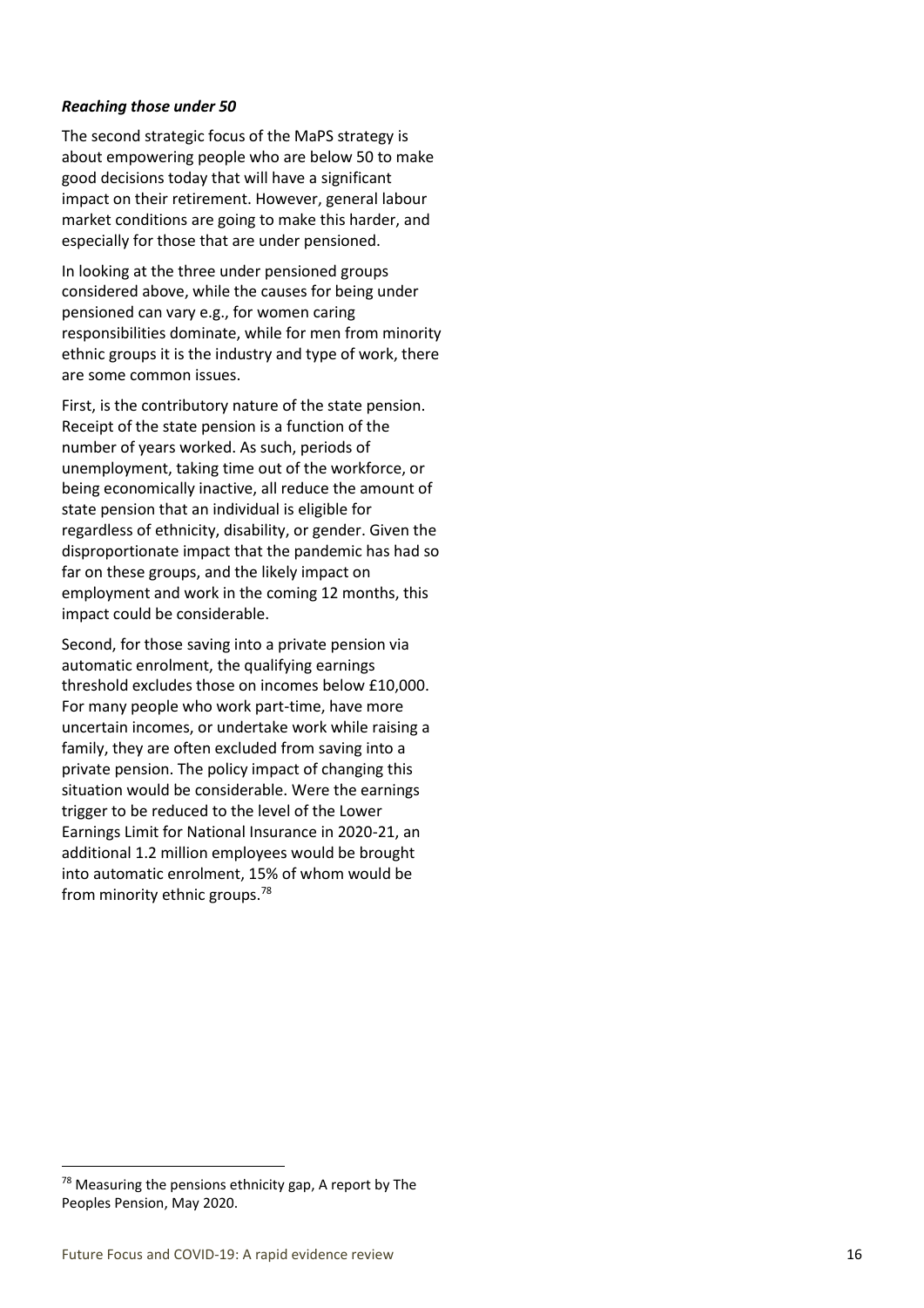***Reaching those under 50***

The second strategic focus of the MaPS strategy is about empowering people who are below 50 to make good decisions today that will have a significant impact on their retirement. However, general labour market conditions are going to make this harder, and especially for those that are under pensioned.

In looking at the three under pensioned groups considered above, while the causes for being under pensioned can vary e.g., for women caring responsibilities dominate, while for men from minority ethnic groups it is the industry and type of work, there are some common issues.

First, is the contributory nature of the state pension. Receipt of the state pension is a function of the number of years worked. As such, periods of unemployment, taking time out of the workforce, or being economically inactive, all reduce the amount of state pension that an individual is eligible for regardless of ethnicity, disability, or gender. Given the disproportionate impact that the pandemic has had so far on these groups, and the likely impact on employment and work in the coming 12 months, this impact could be considerable.

Second, for those saving into a private pension via automatic enrolment, the qualifying earnings threshold excludes those on incomes below £10,000. For many people who work part-time, have more uncertain incomes, or undertake work while raising a family, they are often excluded from saving into a private pension. The policy impact of changing this situation would be considerable. Were the earnings trigger to be reduced to the level of the Lower Earnings Limit for National Insurance in 2020-21, an additional 1.2 million employees would be brought into automatic enrolment, 15% of whom would be from minority ethnic groups.[78]

[78] Measuring the pensions ethnicity gap, A report by The Peoples Pension, May 2020.